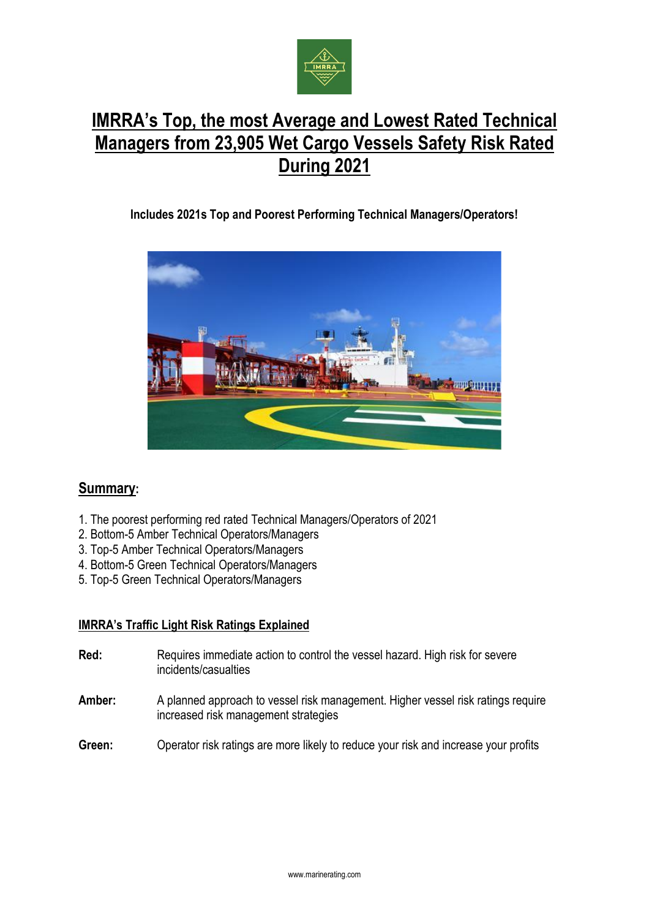# IMRRA's Top, the most Average and Lowest Rated Technical Managers from 23,905 Wet Cargo Vessels Safety Risk Rated During 2021

**Includes 2021s Top and Poorest Performing Technical Managers/Operators!**

## Summary:

1. The poorest performing red rated Technical Managers/Operators of 2021
2. Bottom-5 Amber Technical Operators/Managers
3. Top-5 Amber Technical Operators/Managers
4. Bottom-5 Green Technical Operators/Managers
5. Top-5 Green Technical Operators/Managers

### IMRRA's Traffic Light Risk Ratings Explained

**Red:** Requires immediate action to control the vessel hazard. High risk for severe incidents/casualties

**Amber:** A planned approach to vessel risk management. Higher vessel risk ratings require increased risk management strategies

**Green:** Operator risk ratings are more likely to reduce your risk and increase your profits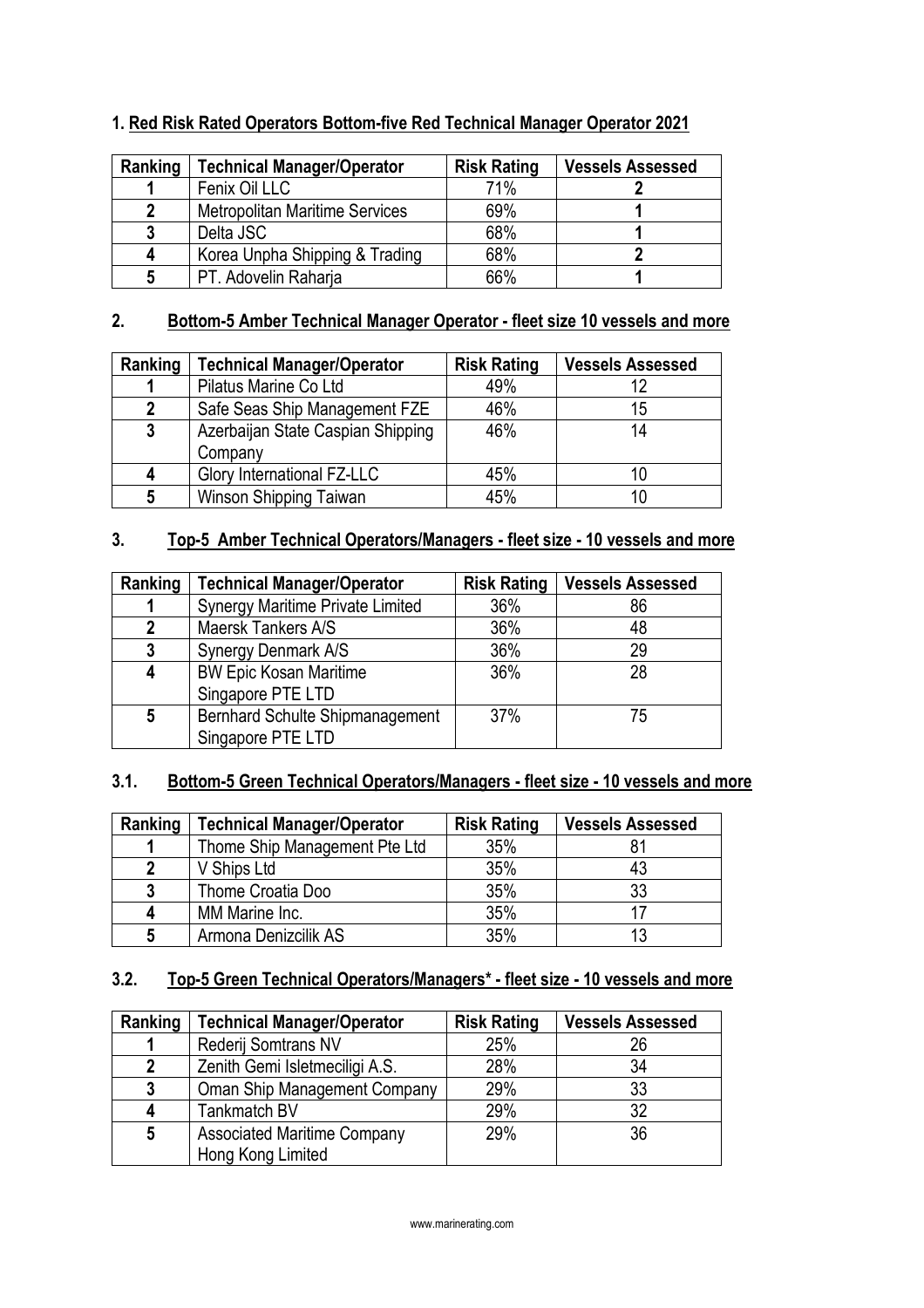## 1. Red Risk Rated Operators Bottom-five Red Technical Manager Operator 2021

| Ranking | Technical Manager/Operator | Risk Rating | Vessels Assessed |
|---|---|---|---|
| **1** | Fenix Oil LLC | 71% | **2** |
| **2** | Metropolitan Maritime Services | 69% | **1** |
| **3** | Delta JSC | 68% | **1** |
| **4** | Korea Unpha Shipping & Trading | 68% | **2** |
| **5** | PT. Adovelin Raharja | 66% | **1** |

## 2. Bottom-5 Amber Technical Manager Operator - fleet size 10 vessels and more

| Ranking | Technical Manager/Operator | Risk Rating | Vessels Assessed |
|---|---|---|---|
| **1** | Pilatus Marine Co Ltd | 49% | 12 |
| **2** | Safe Seas Ship Management FZE | 46% | 15 |
| **3** | Azerbaijan State Caspian Shipping Company | 46% | 14 |
| **4** | Glory International FZ-LLC | 45% | 10 |
| **5** | Winson Shipping Taiwan | 45% | 10 |

## 3. Top-5 Amber Technical Operators/Managers - fleet size - 10 vessels and more

| Ranking | Technical Manager/Operator | Risk Rating | Vessels Assessed |
|---|---|---|---|
| **1** | Synergy Maritime Private Limited | 36% | 86 |
| **2** | Maersk Tankers A/S | 36% | 48 |
| **3** | Synergy Denmark A/S | 36% | 29 |
| **4** | BW Epic Kosan Maritime Singapore PTE LTD | 36% | 28 |
| **5** | Bernhard Schulte Shipmanagement Singapore PTE LTD | 37% | 75 |

## 3.1. Bottom-5 Green Technical Operators/Managers - fleet size - 10 vessels and more

| Ranking | Technical Manager/Operator | Risk Rating | Vessels Assessed |
|---|---|---|---|
| **1** | Thome Ship Management Pte Ltd | 35% | 81 |
| **2** | V Ships Ltd | 35% | 43 |
| **3** | Thome Croatia Doo | 35% | 33 |
| **4** | MM Marine Inc. | 35% | 17 |
| **5** | Armona Denizcilik AS | 35% | 13 |

## 3.2. Top-5 Green Technical Operators/Managers* - fleet size - 10 vessels and more

| Ranking | Technical Manager/Operator | Risk Rating | Vessels Assessed |
|---|---|---|---|
| **1** | Rederij Somtrans NV | 25% | 26 |
| **2** | Zenith Gemi Isletmeciligi A.S. | 28% | 34 |
| **3** | Oman Ship Management Company | 29% | 33 |
| **4** | Tankmatch BV | 29% | 32 |
| **5** | Associated Maritime Company Hong Kong Limited | 29% | 36 |

www.marinerating.com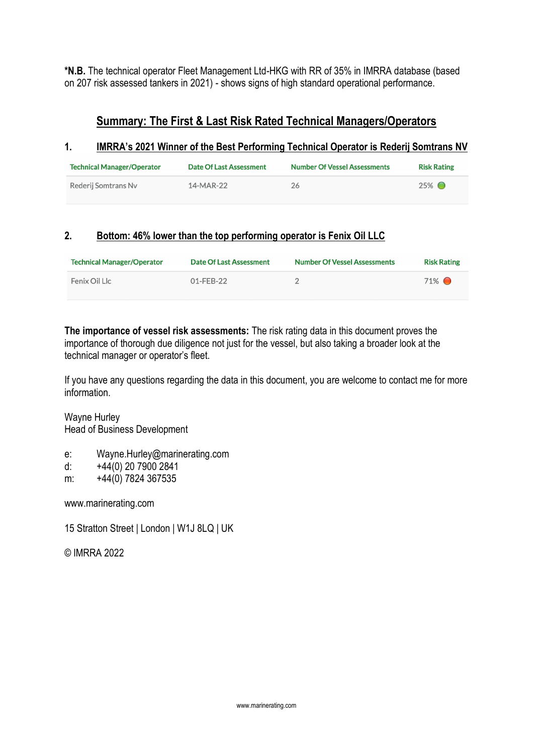**\*N.B.** The technical operator Fleet Management Ltd-HKG with RR of 35% in IMRRA database (based on 207 risk assessed tankers in 2021) - shows signs of high standard operational performance.

## Summary: The First & Last Risk Rated Technical Managers/Operators

### 1. IMRRA's 2021 Winner of the Best Performing Technical Operator is Rederij Somtrans NV

| Technical Manager/Operator | Date Of Last Assessment | Number Of Vessel Assessments | Risk Rating |
|---|---|---|---|
| Rederij Somtrans Nv | 14-MAR-22 | 26 | 25% |

### 2. Bottom: 46% lower than the top performing operator is Fenix Oil LLC

| Technical Manager/Operator | Date Of Last Assessment | Number Of Vessel Assessments | Risk Rating |
|---|---|---|---|
| Fenix Oil Llc | 01-FEB-22 | 2 | 71% |

**The importance of vessel risk assessments:** The risk rating data in this document proves the importance of thorough due diligence not just for the vessel, but also taking a broader look at the technical manager or operator's fleet.

If you have any questions regarding the data in this document, you are welcome to contact me for more information.

Wayne Hurley
Head of Business Development

e: Wayne.Hurley@marinerating.com
d: +44(0) 20 7900 2841
m: +44(0) 7824 367535

www.marinerating.com

15 Stratton Street | London | W1J 8LQ | UK

© IMRRA 2022